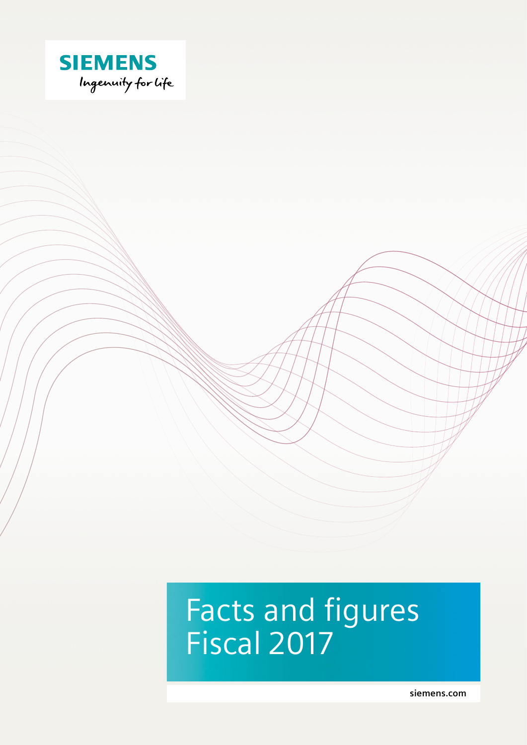SIEMENS

Ingenuity for life

# Facts and figures Fiscal 2017

siemens.com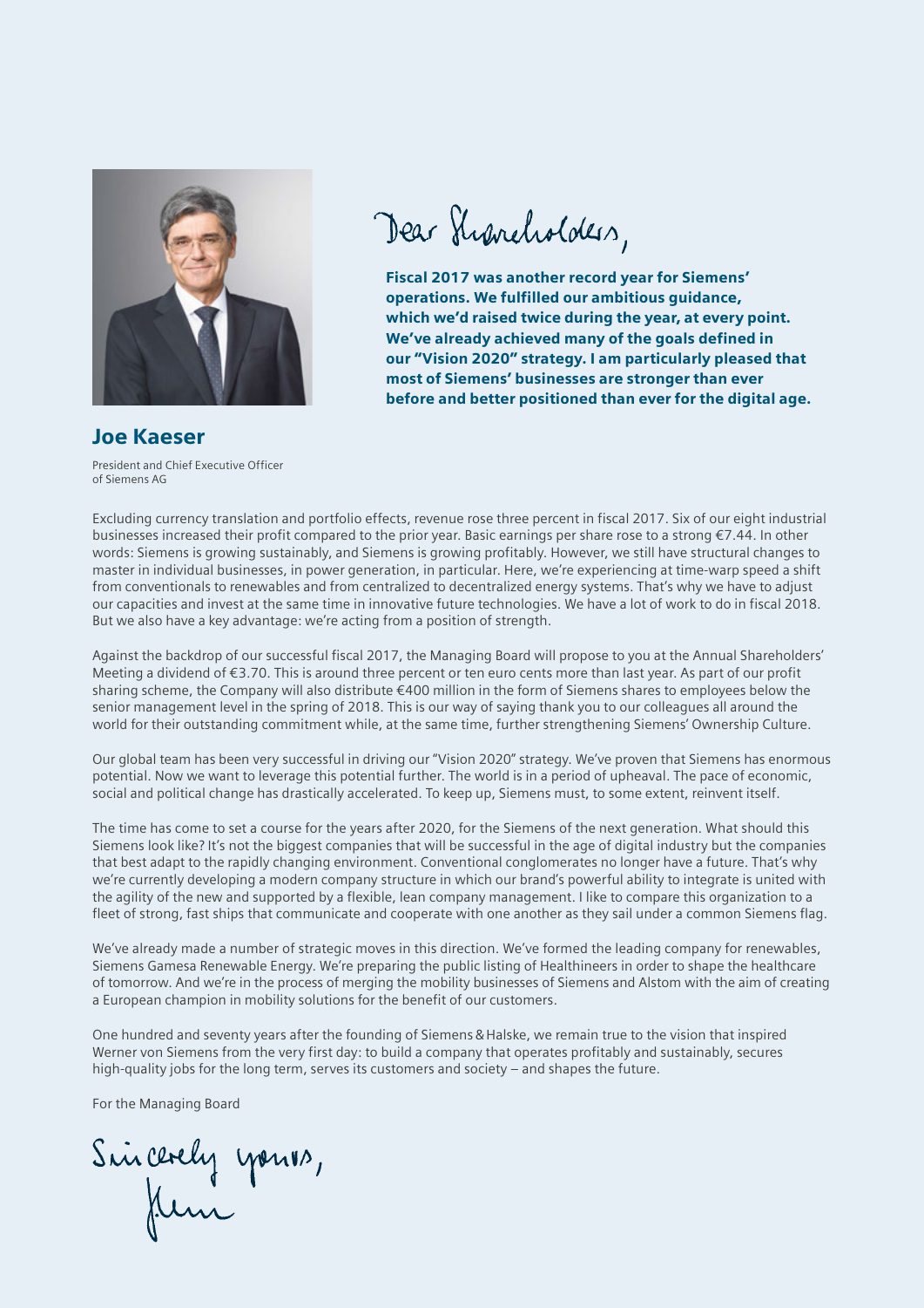Dear Shareholders,

**Fiscal 2017 was another record year for Siemens' operations. We fulfilled our ambitious guidance, which we'd raised twice during the year, at every point. We've already achieved many of the goals defined in our "Vision 2020" strategy. I am particularly pleased that most of Siemens' businesses are stronger than ever before and better positioned than ever for the digital age.**

## Joe Kaeser

President and Chief Executive Officer of Siemens AG

Excluding currency translation and portfolio effects, revenue rose three percent in fiscal 2017. Six of our eight industrial businesses increased their profit compared to the prior year. Basic earnings per share rose to a strong €7.44. In other words: Siemens is growing sustainably, and Siemens is growing profitably. However, we still have structural changes to master in individual businesses, in power generation, in particular. Here, we're experiencing at time-warp speed a shift from conventionals to renewables and from centralized to decentralized energy systems. That's why we have to adjust our capacities and invest at the same time in innovative future technologies. We have a lot of work to do in fiscal 2018. But we also have a key advantage: we're acting from a position of strength.

Against the backdrop of our successful fiscal 2017, the Managing Board will propose to you at the Annual Shareholders' Meeting a dividend of €3.70. This is around three percent or ten euro cents more than last year. As part of our profit sharing scheme, the Company will also distribute €400 million in the form of Siemens shares to employees below the senior management level in the spring of 2018. This is our way of saying thank you to our colleagues all around the world for their outstanding commitment while, at the same time, further strengthening Siemens' Ownership Culture.

Our global team has been very successful in driving our "Vision 2020" strategy. We've proven that Siemens has enormous potential. Now we want to leverage this potential further. The world is in a period of upheaval. The pace of economic, social and political change has drastically accelerated. To keep up, Siemens must, to some extent, reinvent itself.

The time has come to set a course for the years after 2020, for the Siemens of the next generation. What should this Siemens look like? It's not the biggest companies that will be successful in the age of digital industry but the companies that best adapt to the rapidly changing environment. Conventional conglomerates no longer have a future. That's why we're currently developing a modern company structure in which our brand's powerful ability to integrate is united with the agility of the new and supported by a flexible, lean company management. I like to compare this organization to a fleet of strong, fast ships that communicate and cooperate with one another as they sail under a common Siemens flag.

We've already made a number of strategic moves in this direction. We've formed the leading company for renewables, Siemens Gamesa Renewable Energy. We're preparing the public listing of Healthineers in order to shape the healthcare of tomorrow. And we're in the process of merging the mobility businesses of Siemens and Alstom with the aim of creating a European champion in mobility solutions for the benefit of our customers.

One hundred and seventy years after the founding of Siemens & Halske, we remain true to the vision that inspired Werner von Siemens from the very first day: to build a company that operates profitably and sustainably, secures high-quality jobs for the long term, serves its customers and society – and shapes the future.

For the Managing Board

Sincerely yours,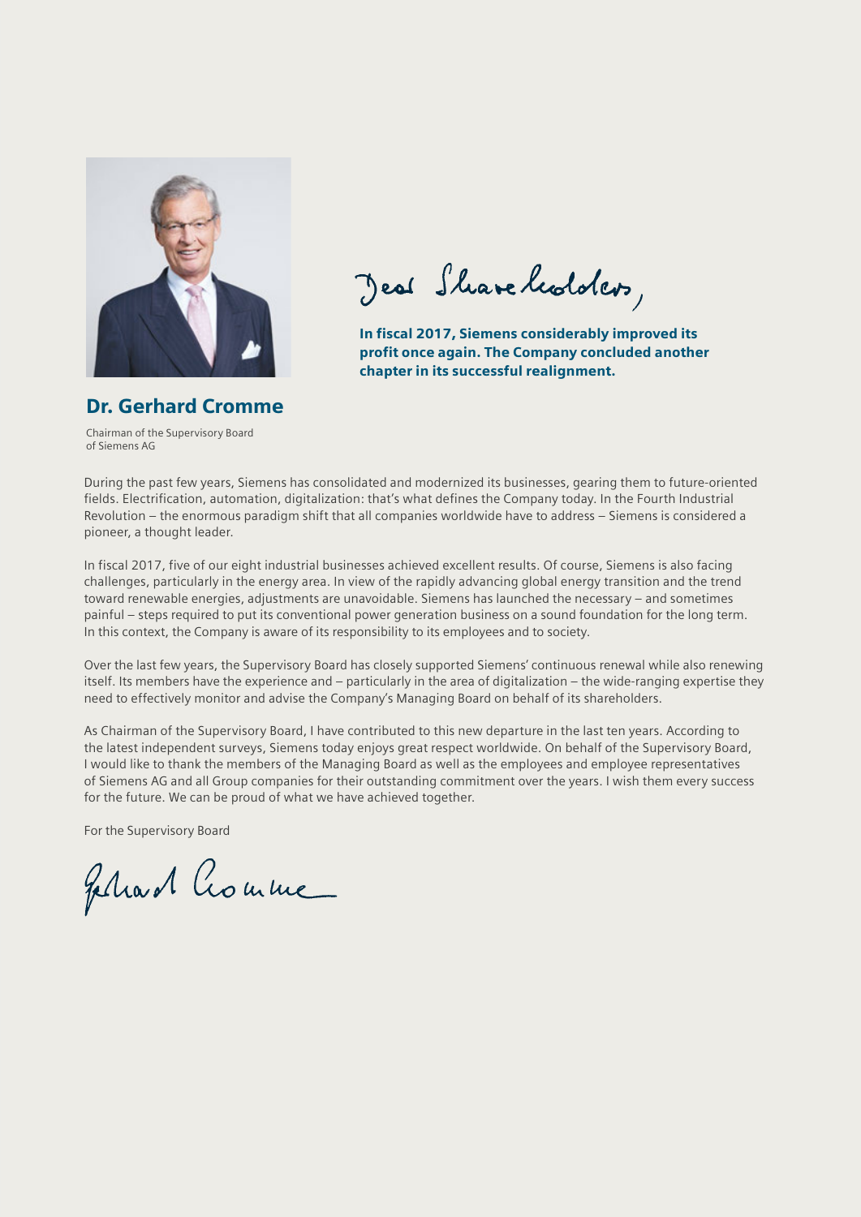## Dr. Gerhard Cromme

Chairman of the Supervisory Board of Siemens AG

Dear Shareholders,

**In fiscal 2017, Siemens considerably improved its profit once again. The Company concluded another chapter in its successful realignment.**

During the past few years, Siemens has consolidated and modernized its businesses, gearing them to future-oriented fields. Electrification, automation, digitalization: that's what defines the Company today. In the Fourth Industrial Revolution – the enormous paradigm shift that all companies worldwide have to address – Siemens is considered a pioneer, a thought leader.

In fiscal 2017, five of our eight industrial businesses achieved excellent results. Of course, Siemens is also facing challenges, particularly in the energy area. In view of the rapidly advancing global energy transition and the trend toward renewable energies, adjustments are unavoidable. Siemens has launched the necessary – and sometimes painful – steps required to put its conventional power generation business on a sound foundation for the long term. In this context, the Company is aware of its responsibility to its employees and to society.

Over the last few years, the Supervisory Board has closely supported Siemens' continuous renewal while also renewing itself. Its members have the experience and – particularly in the area of digitalization – the wide-ranging expertise they need to effectively monitor and advise the Company's Managing Board on behalf of its shareholders.

As Chairman of the Supervisory Board, I have contributed to this new departure in the last ten years. According to the latest independent surveys, Siemens today enjoys great respect worldwide. On behalf of the Supervisory Board, I would like to thank the members of the Managing Board as well as the employees and employee representatives of Siemens AG and all Group companies for their outstanding commitment over the years. I wish them every success for the future. We can be proud of what we have achieved together.

For the Supervisory Board

Gerhard Cromme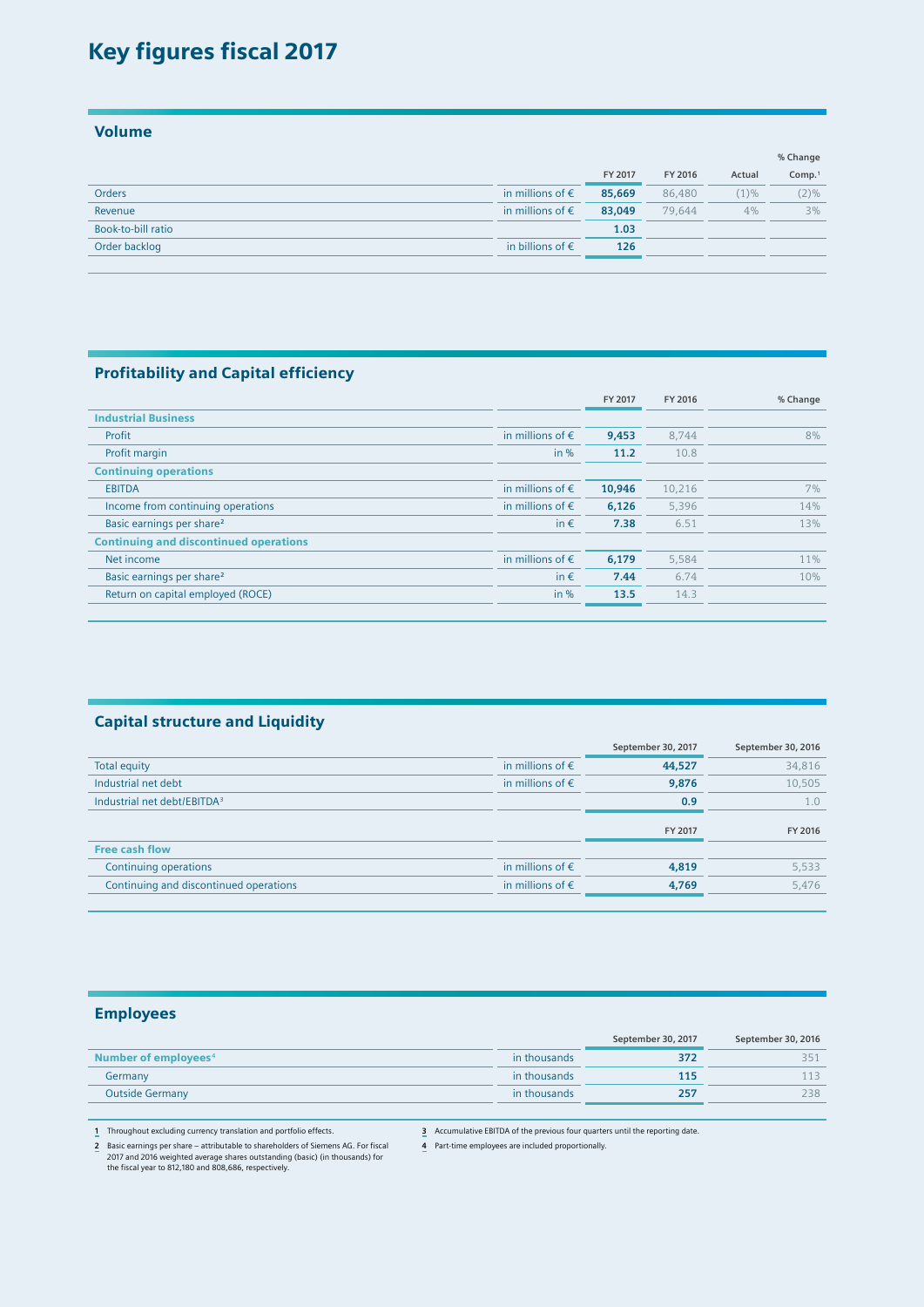# Key figures fiscal 2017

## Volume

| | | FY 2017 | FY 2016 | % Change Actual | % Change Comp.[1] |
|---|---|---|---|---|---|
| Orders | in millions of € | **85,669** | 86,480 | (1)% | (2)% |
| Revenue | in millions of € | **83,049** | 79,644 | 4% | 3% |
| Book-to-bill ratio | | **1.03** | | | |
| Order backlog | in billions of € | **126** | | | |

## Profitability and Capital efficiency

| | | FY 2017 | FY 2016 | % Change |
|---|---|---|---|---|
| **Industrial Business** | | | | |
| Profit | in millions of € | **9,453** | 8,744 | 8% |
| Profit margin | in % | **11.2** | 10.8 | |
| **Continuing operations** | | | | |
| EBITDA | in millions of € | **10,946** | 10,216 | 7% |
| Income from continuing operations | in millions of € | **6,126** | 5,396 | 14% |
| Basic earnings per share[2] | in € | **7.38** | 6.51 | 13% |
| **Continuing and discontinued operations** | | | | |
| Net income | in millions of € | **6,179** | 5,584 | 11% |
| Basic earnings per share[2] | in € | **7.44** | 6.74 | 10% |
| Return on capital employed (ROCE) | in % | **13.5** | 14.3 | |

## Capital structure and Liquidity

| | | September 30, 2017 | September 30, 2016 |
|---|---|---|---|
| Total equity | in millions of € | **44,527** | 34,816 |
| Industrial net debt | in millions of € | **9,876** | 10,505 |
| Industrial net debt/EBITDA[3] | | **0.9** | 1.0 |

| | | FY 2017 | FY 2016 |
|---|---|---|---|
| **Free cash flow** | | | |
| Continuing operations | in millions of € | **4,819** | 5,533 |
| Continuing and discontinued operations | in millions of € | **4,769** | 5,476 |

## Employees

| | | September 30, 2017 | September 30, 2016 |
|---|---|---|---|
| **Number of employees[4]** | in thousands | **372** | 351 |
| Germany | in thousands | **115** | 113 |
| Outside Germany | in thousands | **257** | 238 |

1 Throughout excluding currency translation and portfolio effects.

2 Basic earnings per share – attributable to shareholders of Siemens AG. For fiscal 2017 and 2016 weighted average shares outstanding (basic) (in thousands) for the fiscal year to 812,180 and 808,686, respectively.

3 Accumulative EBITDA of the previous four quarters until the reporting date.

4 Part-time employees are included proportionally.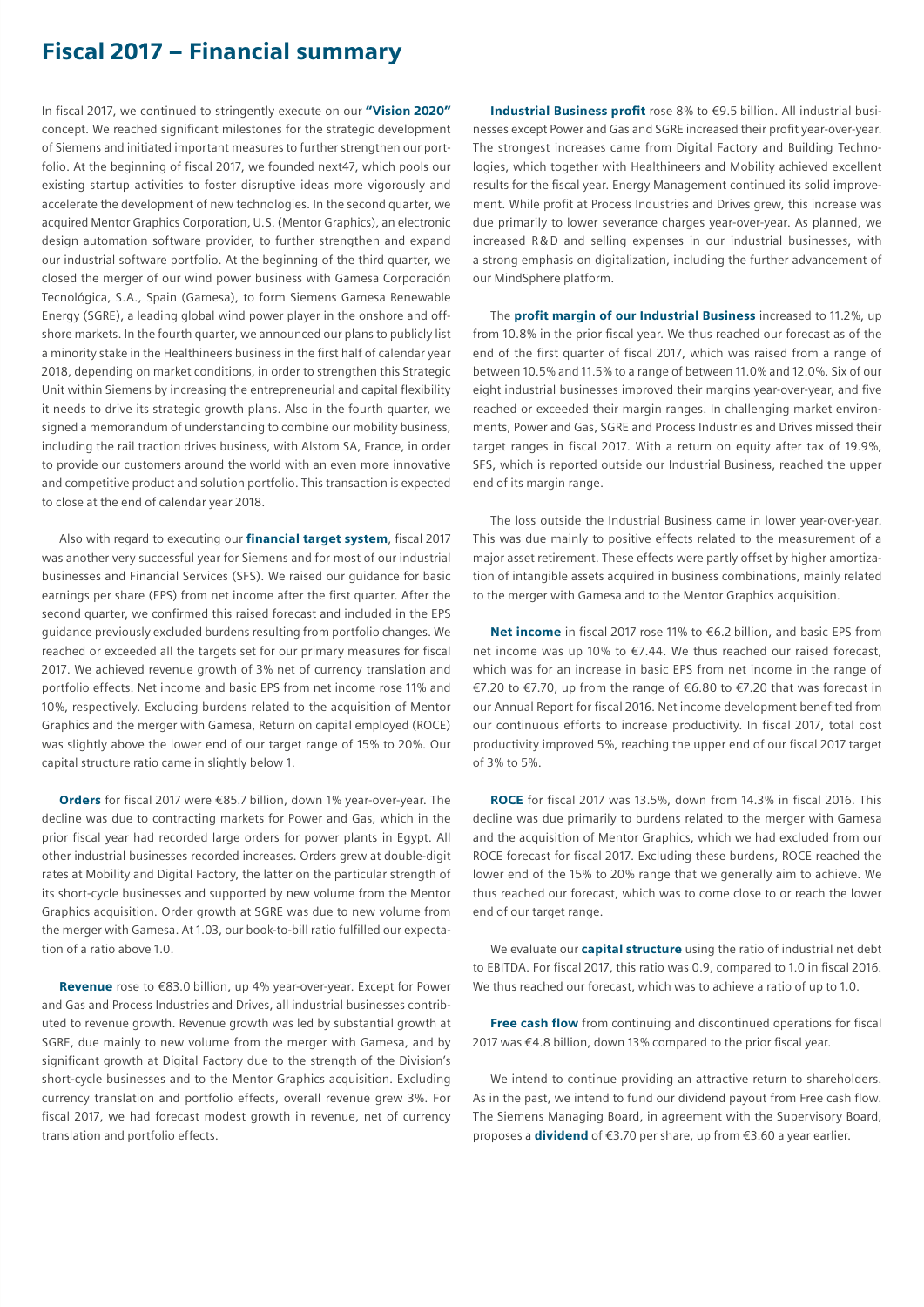# Fiscal 2017 – Financial summary

In fiscal 2017, we continued to stringently execute on our **"Vision 2020"** concept. We reached significant milestones for the strategic development of Siemens and initiated important measures to further strengthen our portfolio. At the beginning of fiscal 2017, we founded next47, which pools our existing startup activities to foster disruptive ideas more vigorously and accelerate the development of new technologies. In the second quarter, we acquired Mentor Graphics Corporation, U.S. (Mentor Graphics), an electronic design automation software provider, to further strengthen and expand our industrial software portfolio. At the beginning of the third quarter, we closed the merger of our wind power business with Gamesa Corporación Tecnológica, S.A., Spain (Gamesa), to form Siemens Gamesa Renewable Energy (SGRE), a leading global wind power player in the onshore and offshore markets. In the fourth quarter, we announced our plans to publicly list a minority stake in the Healthineers business in the first half of calendar year 2018, depending on market conditions, in order to strengthen this Strategic Unit within Siemens by increasing the entrepreneurial and capital flexibility it needs to drive its strategic growth plans. Also in the fourth quarter, we signed a memorandum of understanding to combine our mobility business, including the rail traction drives business, with Alstom SA, France, in order to provide our customers around the world with an even more innovative and competitive product and solution portfolio. This transaction is expected to close at the end of calendar year 2018.

Also with regard to executing our **financial target system**, fiscal 2017 was another very successful year for Siemens and for most of our industrial businesses and Financial Services (SFS). We raised our guidance for basic earnings per share (EPS) from net income after the first quarter. After the second quarter, we confirmed this raised forecast and included in the EPS guidance previously excluded burdens resulting from portfolio changes. We reached or exceeded all the targets set for our primary measures for fiscal 2017. We achieved revenue growth of 3% net of currency translation and portfolio effects. Net income and basic EPS from net income rose 11% and 10%, respectively. Excluding burdens related to the acquisition of Mentor Graphics and the merger with Gamesa, Return on capital employed (ROCE) was slightly above the lower end of our target range of 15% to 20%. Our capital structure ratio came in slightly below 1.

**Orders** for fiscal 2017 were €85.7 billion, down 1% year-over-year. The decline was due to contracting markets for Power and Gas, which in the prior fiscal year had recorded large orders for power plants in Egypt. All other industrial businesses recorded increases. Orders grew at double-digit rates at Mobility and Digital Factory, the latter on the particular strength of its short-cycle businesses and supported by new volume from the Mentor Graphics acquisition. Order growth at SGRE was due to new volume from the merger with Gamesa. At 1.03, our book-to-bill ratio fulfilled our expectation of a ratio above 1.0.

**Revenue** rose to €83.0 billion, up 4% year-over-year. Except for Power and Gas and Process Industries and Drives, all industrial businesses contributed to revenue growth. Revenue growth was led by substantial growth at SGRE, due mainly to new volume from the merger with Gamesa, and by significant growth at Digital Factory due to the strength of the Division's short-cycle businesses and to the Mentor Graphics acquisition. Excluding currency translation and portfolio effects, overall revenue grew 3%. For fiscal 2017, we had forecast modest growth in revenue, net of currency translation and portfolio effects.

**Industrial Business profit** rose 8% to €9.5 billion. All industrial businesses except Power and Gas and SGRE increased their profit year-over-year. The strongest increases came from Digital Factory and Building Technologies, which together with Healthineers and Mobility achieved excellent results for the fiscal year. Energy Management continued its solid improvement. While profit at Process Industries and Drives grew, this increase was due primarily to lower severance charges year-over-year. As planned, we increased R&D and selling expenses in our industrial businesses, with a strong emphasis on digitalization, including the further advancement of our MindSphere platform.

The **profit margin of our Industrial Business** increased to 11.2%, up from 10.8% in the prior fiscal year. We thus reached our forecast as of the end of the first quarter of fiscal 2017, which was raised from a range of between 10.5% and 11.5% to a range of between 11.0% and 12.0%. Six of our eight industrial businesses improved their margins year-over-year, and five reached or exceeded their margin ranges. In challenging market environments, Power and Gas, SGRE and Process Industries and Drives missed their target ranges in fiscal 2017. With a return on equity after tax of 19.9%, SFS, which is reported outside our Industrial Business, reached the upper end of its margin range.

The loss outside the Industrial Business came in lower year-over-year. This was due mainly to positive effects related to the measurement of a major asset retirement. These effects were partly offset by higher amortization of intangible assets acquired in business combinations, mainly related to the merger with Gamesa and to the Mentor Graphics acquisition.

**Net income** in fiscal 2017 rose 11% to €6.2 billion, and basic EPS from net income was up 10% to €7.44. We thus reached our raised forecast, which was for an increase in basic EPS from net income in the range of €7.20 to €7.70, up from the range of €6.80 to €7.20 that was forecast in our Annual Report for fiscal 2016. Net income development benefited from our continuous efforts to increase productivity. In fiscal 2017, total cost productivity improved 5%, reaching the upper end of our fiscal 2017 target of 3% to 5%.

**ROCE** for fiscal 2017 was 13.5%, down from 14.3% in fiscal 2016. This decline was due primarily to burdens related to the merger with Gamesa and the acquisition of Mentor Graphics, which we had excluded from our ROCE forecast for fiscal 2017. Excluding these burdens, ROCE reached the lower end of the 15% to 20% range that we generally aim to achieve. We thus reached our forecast, which was to come close to or reach the lower end of our target range.

We evaluate our **capital structure** using the ratio of industrial net debt to EBITDA. For fiscal 2017, this ratio was 0.9, compared to 1.0 in fiscal 2016. We thus reached our forecast, which was to achieve a ratio of up to 1.0.

**Free cash flow** from continuing and discontinued operations for fiscal 2017 was €4.8 billion, down 13% compared to the prior fiscal year.

We intend to continue providing an attractive return to shareholders. As in the past, we intend to fund our dividend payout from Free cash flow. The Siemens Managing Board, in agreement with the Supervisory Board, proposes a **dividend** of €3.70 per share, up from €3.60 a year earlier.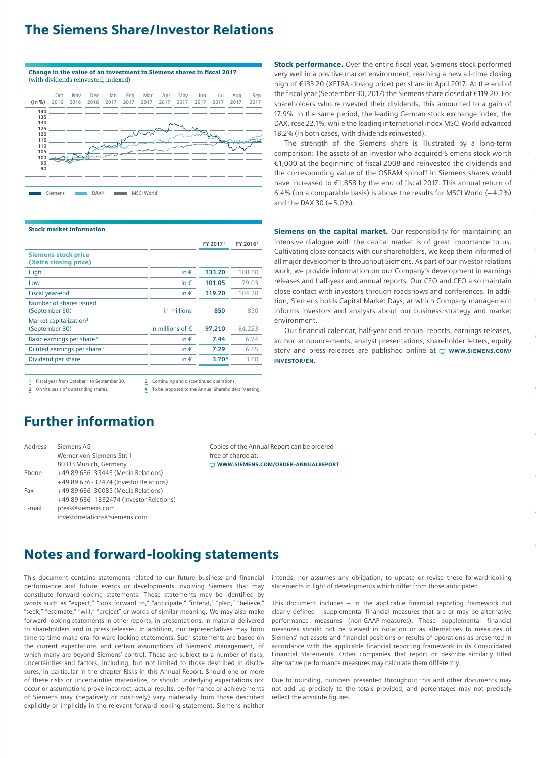# The Siemens Share/Investor Relations

**Change in the value of an investment in Siemens shares in fiscal 2017**
(with dividends reinvested; indexed)

(in %)
Oct 2016, Nov 2016, Dec 2016, Jan 2017, Feb 2017, Mar 2017, Apr 2017, May 2017, Jun 2017, Jul 2017, Aug 2017, Sep 2017
140
135
130
125
120
115
110
105
100
95
90

Siemens
DAX®
MSCI World

**Stock performance.** Over the entire fiscal year, Siemens stock performed very well in a positive market environment, reaching a new all-time closing high of €133.20 (XETRA closing price) per share in April 2017. At the end of the fiscal year (September 30, 2017) the Siemens share closed at €119.20. For shareholders who reinvested their dividends, this amounted to a gain of 17.9%. In the same period, the leading German stock exchange index, the DAX, rose 22.1%, while the leading international index MSCI World advanced 18.2% (in both cases, with dividends reinvested).

The strength of the Siemens share is illustrated by a long-term comparison: The assets of an investor who acquired Siemens stock worth €1,000 at the beginning of fiscal 2008 and reinvested the dividends and the corresponding value of the OSRAM spinoff in Siemens shares would have increased to €1,858 by the end of fiscal 2017. This annual return of 6.4% (on a comparable basis) is above the results for MSCI World (+4.2%) and the DAX 30 (+5.0%).

**Stock market information**

| | | FY 2017[1] | FY 2016[1] |
|---|---|---|---|
| **Siemens stock price (Xetra closing price)** | | | |
| High | in € | **133.20** | 108.60 |
| Low | in € | **101.05** | 79.03 |
| Fiscal year-end | in € | **119.20** | 104.20 |
| Number of shares issued (September 30) | in millions | **850** | 850 |
| Market capitalization[2] (September 30) | in millions of € | **97,210** | 84,223 |
| Basic earnings per share[3] | in € | **7.44** | 6.74 |
| Diluted earnings per share[3] | in € | **7.29** | 6.65 |
| Dividend per share | in € | **3.70**[4] | 3.60 |

1 Fiscal year from October 1 to September 30.
2 On the basis of outstanding shares.
3 Continuing and discontinued operations.
4 To be proposed to the Annual Shareholders' Meeting.

**Siemens on the capital market.** Our responsibility for maintaining an intensive dialogue with the capital market is of great importance to us. Cultivating close contacts with our shareholders, we keep them informed of all major developments throughout Siemens. As part of our investor relations work, we provide information on our Company's development in earnings releases and half-year and annual reports. Our CEO and CFO also maintain close contact with investors through roadshows and conferences. In addition, Siemens holds Capital Market Days, at which Company management informs investors and analysts about our business strategy and market environment.

Our financial calendar, half-year and annual reports, earnings releases, ad hoc announcements, analyst presentations, shareholder letters, equity story and press releases are published online at **WWW.SIEMENS.COM/INVESTOR/EN**.

# Further information

| | |
|---|---|
| Address | Siemens AG<br>Werner-von-Siemens-Str. 1<br>80333 Munich, Germany |
| Phone | +49 89 636-33443 (Media Relations)<br>+49 89 636-32474 (Investor Relations) |
| Fax | +49 89 636-30085 (Media Relations)<br>+49 89 636-1332474 (Investor Relations) |
| E-mail | press@siemens.com<br>investorrelations@siemens.com |

Copies of the Annual Report can be ordered free of charge at:
**WWW.SIEMENS.COM/ORDER-ANNUALREPORT**

# Notes and forward-looking statements

This document contains statements related to our future business and financial performance and future events or developments involving Siemens that may constitute forward-looking statements. These statements may be identified by words such as "expect," "look forward to," "anticipate," "intend," "plan," "believe," "seek," "estimate," "will," "project" or words of similar meaning. We may also make forward-looking statements in other reports, in presentations, in material delivered to shareholders and in press releases. In addition, our representatives may from time to time make oral forward-looking statements. Such statements are based on the current expectations and certain assumptions of Siemens' management, of which many are beyond Siemens' control. These are subject to a number of risks, uncertainties and factors, including, but not limited to those described in disclosures, in particular in the chapter Risks in this Annual Report. Should one or more of these risks or uncertainties materialize, or should underlying expectations not occur or assumptions prove incorrect, actual results, performance or achievements of Siemens may (negatively or positively) vary materially from those described explicitly or implicitly in the relevant forward-looking statement. Siemens neither intends, nor assumes any obligation, to update or revise these forward-looking statements in light of developments which differ from those anticipated.

This document includes – in the applicable financial reporting framework not clearly defined – supplemental financial measures that are or may be alternative performance measures (non-GAAP-measures). These supplemental financial measures should not be viewed in isolation or as alternatives to measures of Siemens' net assets and financial positions or results of operations as presented in accordance with the applicable financial reporting framework in its Consolidated Financial Statements. Other companies that report or describe similarly titled alternative performance measures may calculate them differently.

Due to rounding, numbers presented throughout this and other documents may not add up precisely to the totals provided, and percentages may not precisely reflect the absolute figures.